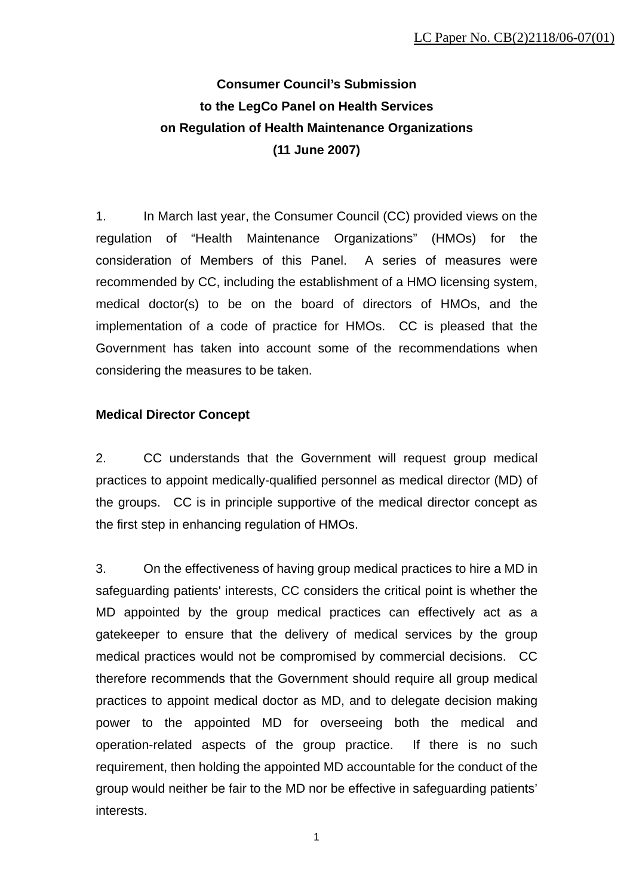LC Paper No. CB(2)2118/06-07(01)

**Consumer Council's Submission**
**to the LegCo Panel on Health Services**
**on Regulation of Health Maintenance Organizations**
**(11 June 2007)**

1. In March last year, the Consumer Council (CC) provided views on the regulation of "Health Maintenance Organizations" (HMOs) for the consideration of Members of this Panel. A series of measures were recommended by CC, including the establishment of a HMO licensing system, medical doctor(s) to be on the board of directors of HMOs, and the implementation of a code of practice for HMOs. CC is pleased that the Government has taken into account some of the recommendations when considering the measures to be taken.

**Medical Director Concept**

2. CC understands that the Government will request group medical practices to appoint medically-qualified personnel as medical director (MD) of the groups. CC is in principle supportive of the medical director concept as the first step in enhancing regulation of HMOs.

3. On the effectiveness of having group medical practices to hire a MD in safeguarding patients' interests, CC considers the critical point is whether the MD appointed by the group medical practices can effectively act as a gatekeeper to ensure that the delivery of medical services by the group medical practices would not be compromised by commercial decisions. CC therefore recommends that the Government should require all group medical practices to appoint medical doctor as MD, and to delegate decision making power to the appointed MD for overseeing both the medical and operation-related aspects of the group practice. If there is no such requirement, then holding the appointed MD accountable for the conduct of the group would neither be fair to the MD nor be effective in safeguarding patients' interests.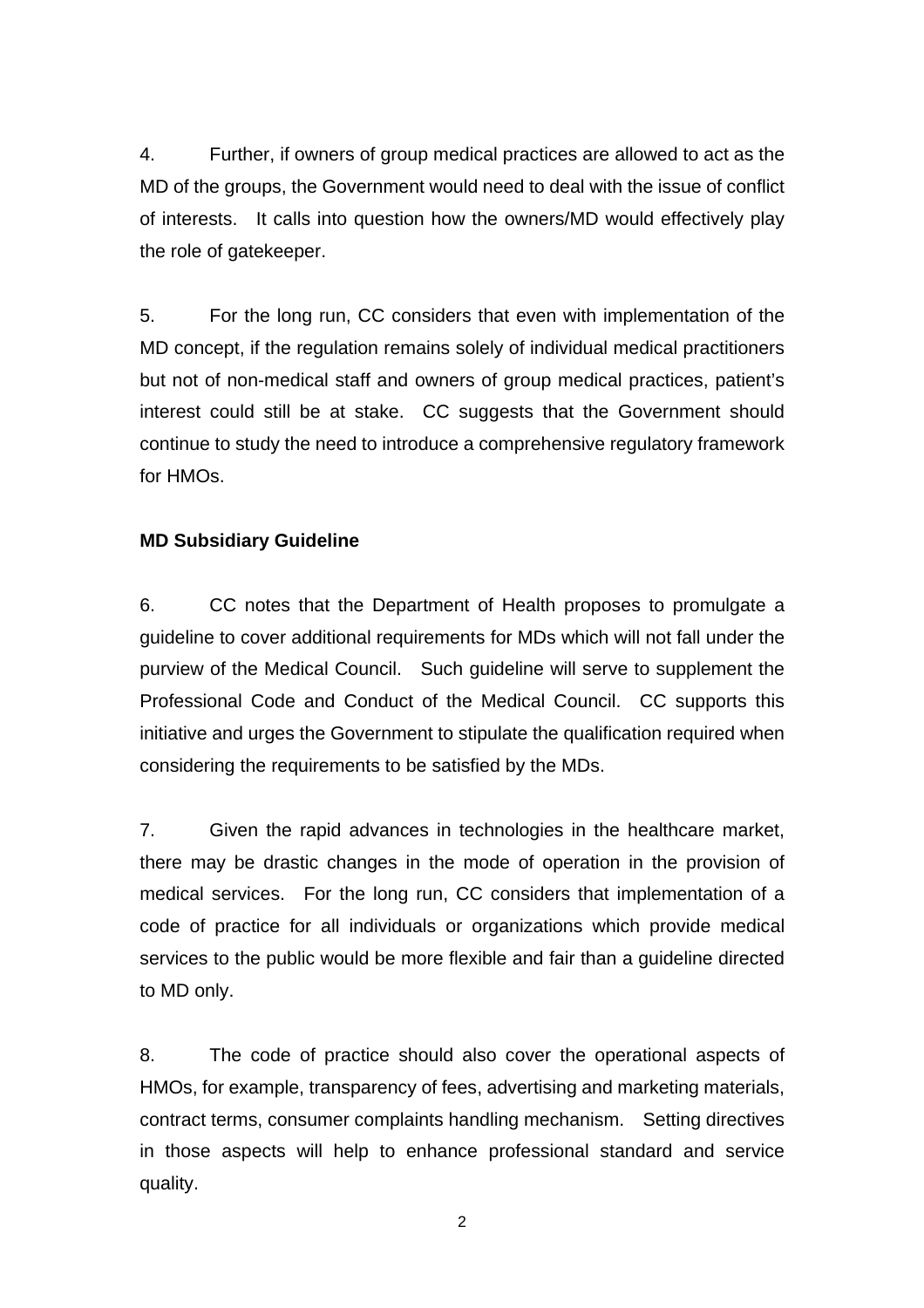4. Further, if owners of group medical practices are allowed to act as the MD of the groups, the Government would need to deal with the issue of conflict of interests. It calls into question how the owners/MD would effectively play the role of gatekeeper.

5. For the long run, CC considers that even with implementation of the MD concept, if the regulation remains solely of individual medical practitioners but not of non-medical staff and owners of group medical practices, patient's interest could still be at stake. CC suggests that the Government should continue to study the need to introduce a comprehensive regulatory framework for HMOs.

**MD Subsidiary Guideline**

6. CC notes that the Department of Health proposes to promulgate a guideline to cover additional requirements for MDs which will not fall under the purview of the Medical Council. Such guideline will serve to supplement the Professional Code and Conduct of the Medical Council. CC supports this initiative and urges the Government to stipulate the qualification required when considering the requirements to be satisfied by the MDs.

7. Given the rapid advances in technologies in the healthcare market, there may be drastic changes in the mode of operation in the provision of medical services. For the long run, CC considers that implementation of a code of practice for all individuals or organizations which provide medical services to the public would be more flexible and fair than a guideline directed to MD only.

8. The code of practice should also cover the operational aspects of HMOs, for example, transparency of fees, advertising and marketing materials, contract terms, consumer complaints handling mechanism. Setting directives in those aspects will help to enhance professional standard and service quality.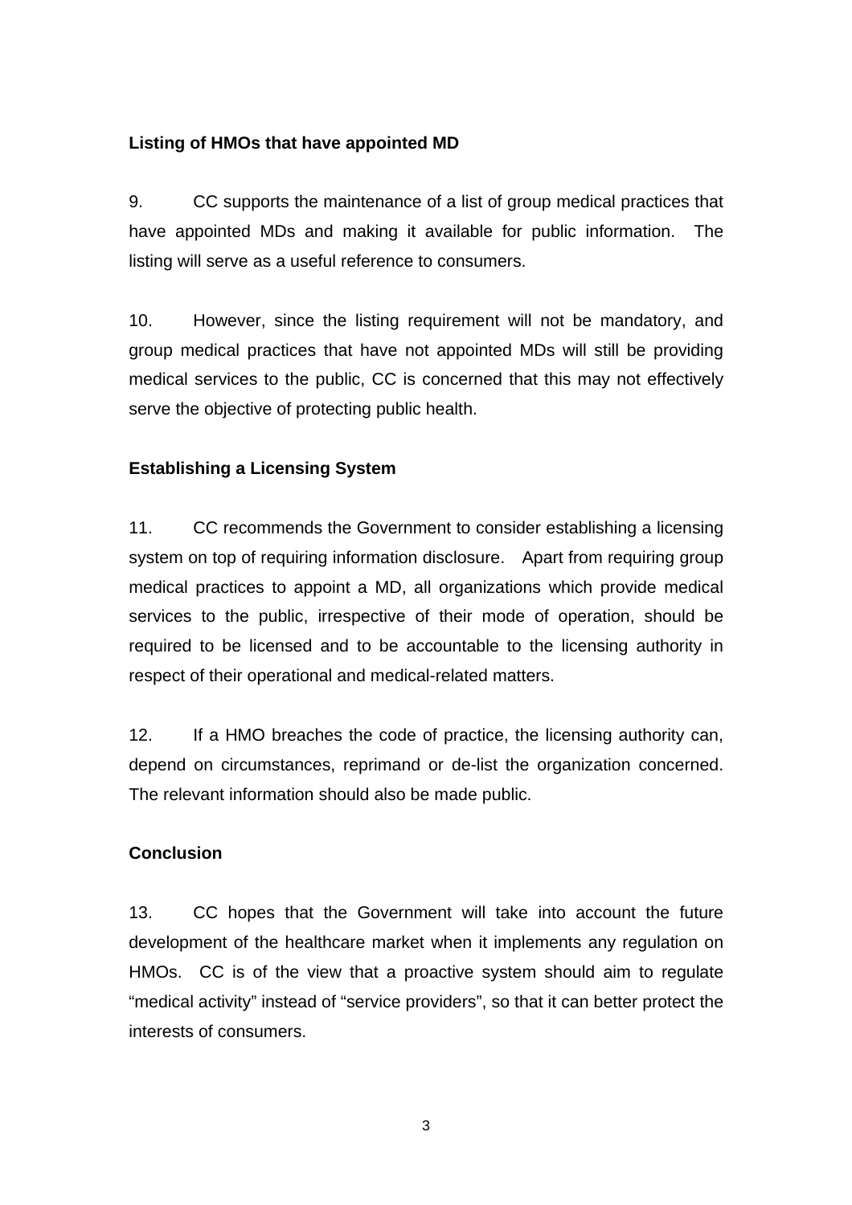**Listing of HMOs that have appointed MD**

9. CC supports the maintenance of a list of group medical practices that have appointed MDs and making it available for public information. The listing will serve as a useful reference to consumers.

10. However, since the listing requirement will not be mandatory, and group medical practices that have not appointed MDs will still be providing medical services to the public, CC is concerned that this may not effectively serve the objective of protecting public health.

**Establishing a Licensing System**

11. CC recommends the Government to consider establishing a licensing system on top of requiring information disclosure. Apart from requiring group medical practices to appoint a MD, all organizations which provide medical services to the public, irrespective of their mode of operation, should be required to be licensed and to be accountable to the licensing authority in respect of their operational and medical-related matters.

12. If a HMO breaches the code of practice, the licensing authority can, depend on circumstances, reprimand or de-list the organization concerned. The relevant information should also be made public.

**Conclusion**

13. CC hopes that the Government will take into account the future development of the healthcare market when it implements any regulation on HMOs. CC is of the view that a proactive system should aim to regulate "medical activity" instead of "service providers", so that it can better protect the interests of consumers.